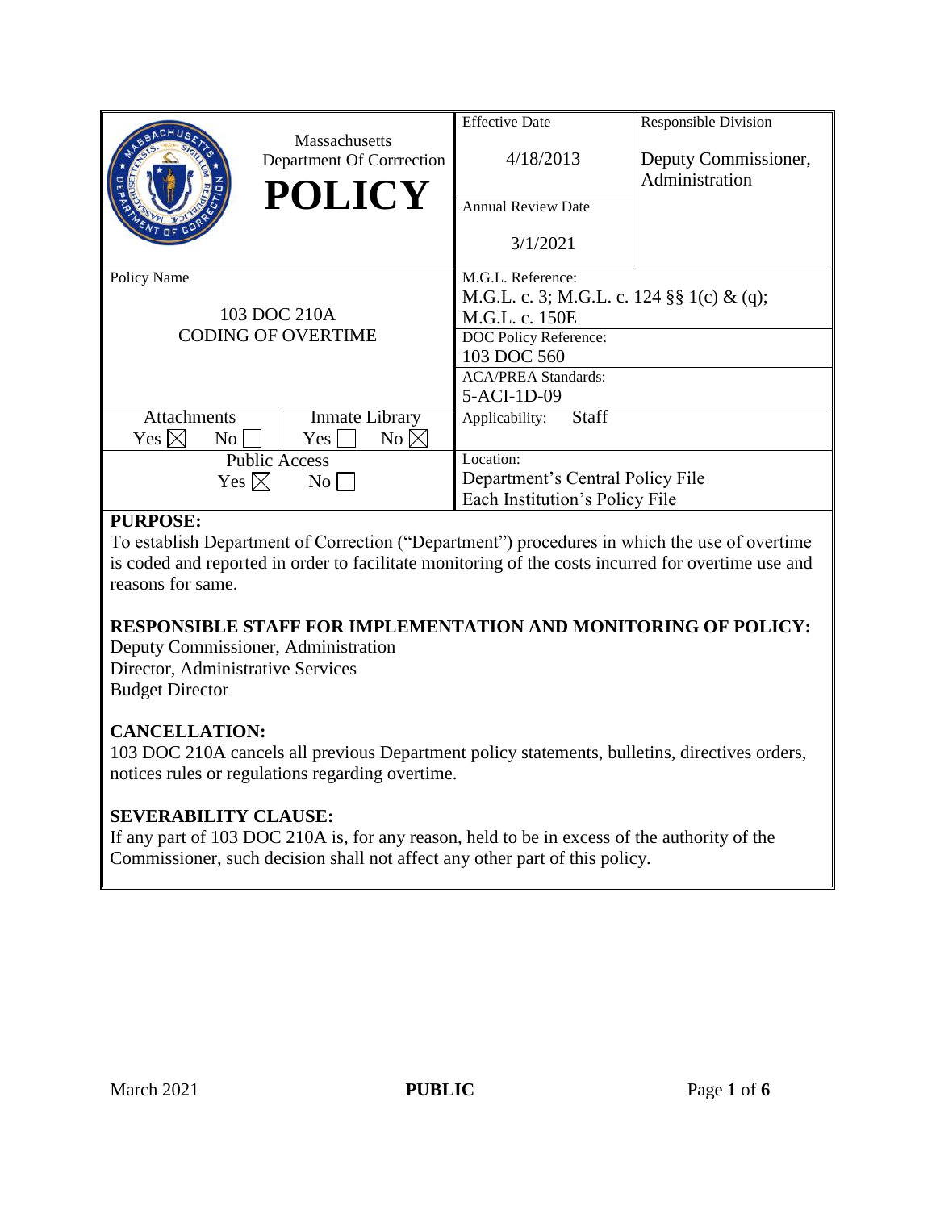| Massachusetts Department Of Corrrection **POLICY** | Effective Date<br>4/18/2013 | Responsible Division<br>Deputy Commissioner, Administration |
|---|---|---|
| | Annual Review Date<br>3/1/2021 | |
| Policy Name<br>103 DOC 210A<br>CODING OF OVERTIME | M.G.L. Reference:<br>M.G.L. c. 3; M.G.L. c. 124 §§ 1(c) & (q); M.G.L. c. 150E | |
| | DOC Policy Reference:<br>103 DOC 560 | |
| | ACA/PREA Standards:<br>5-ACI-1D-09 | |
| Attachments: Yes ☒ No ☐ / Inmate Library: Yes ☐ No ☒ | Applicability: Staff | |
| Public Access: Yes ☒ No ☐ | Location:<br>Department's Central Policy File<br>Each Institution's Policy File | |

## PURPOSE:

To establish Department of Correction ("Department") procedures in which the use of overtime is coded and reported in order to facilitate monitoring of the costs incurred for overtime use and reasons for same.

## RESPONSIBLE STAFF FOR IMPLEMENTATION AND MONITORING OF POLICY:

Deputy Commissioner, Administration
Director, Administrative Services
Budget Director

## CANCELLATION:

103 DOC 210A cancels all previous Department policy statements, bulletins, directives orders, notices rules or regulations regarding overtime.

## SEVERABILITY CLAUSE:

If any part of 103 DOC 210A is, for any reason, held to be in excess of the authority of the Commissioner, such decision shall not affect any other part of this policy.

March 2021 **PUBLIC**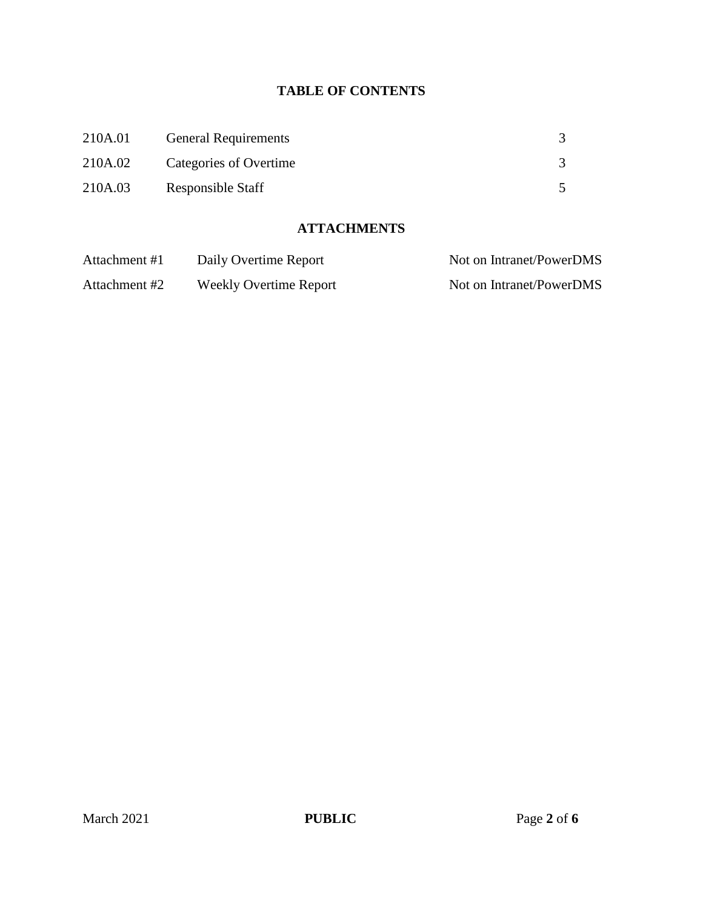## TABLE OF CONTENTS

| | | |
|---|---|---|
| 210A.01 | General Requirements | 3 |
| 210A.02 | Categories of Overtime | 3 |
| 210A.03 | Responsible Staff | 5 |

## ATTACHMENTS

| | | |
|---|---|---|
| Attachment #1 | Daily Overtime Report | Not on Intranet/PowerDMS |
| Attachment #2 | Weekly Overtime Report | Not on Intranet/PowerDMS |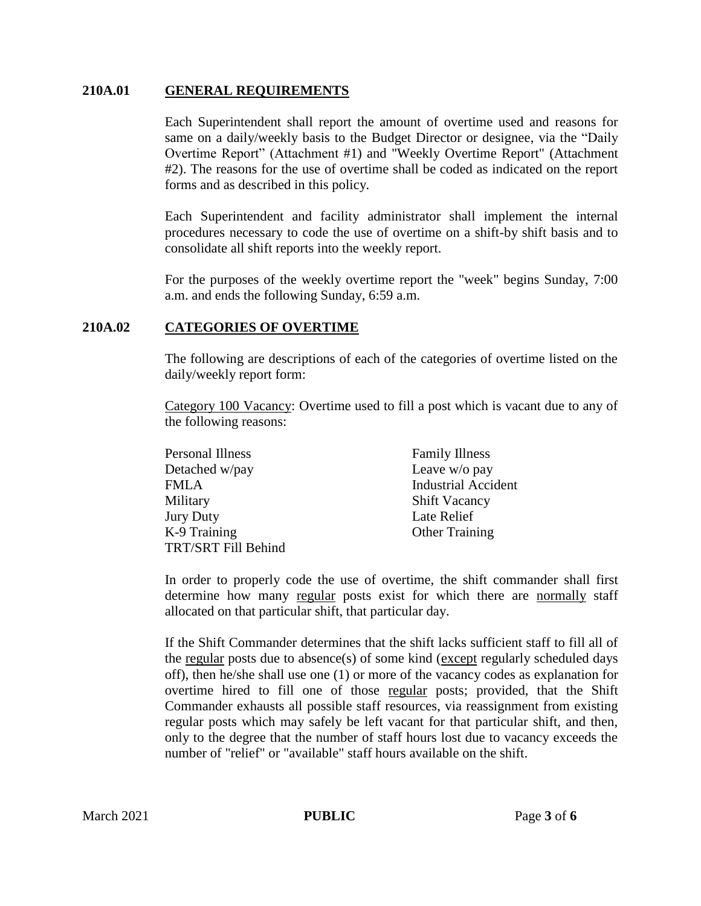## 210A.01 GENERAL REQUIREMENTS

Each Superintendent shall report the amount of overtime used and reasons for same on a daily/weekly basis to the Budget Director or designee, via the "Daily Overtime Report" (Attachment #1) and "Weekly Overtime Report" (Attachment #2). The reasons for the use of overtime shall be coded as indicated on the report forms and as described in this policy.

Each Superintendent and facility administrator shall implement the internal procedures necessary to code the use of overtime on a shift-by shift basis and to consolidate all shift reports into the weekly report.

For the purposes of the weekly overtime report the "week" begins Sunday, 7:00 a.m. and ends the following Sunday, 6:59 a.m.

## 210A.02 CATEGORIES OF OVERTIME

The following are descriptions of each of the categories of overtime listed on the daily/weekly report form:

<u>Category 100 Vacancy</u>: Overtime used to fill a post which is vacant due to any of the following reasons:

- Personal Illness
- Family Illness
- Detached w/pay
- Leave w/o pay
- FMLA
- Industrial Accident
- Military
- Shift Vacancy
- Jury Duty
- Late Relief
- K-9 Training
- Other Training
- TRT/SRT Fill Behind

In order to properly code the use of overtime, the shift commander shall first determine how many <u>regular</u> posts exist for which there are <u>normally</u> staff allocated on that particular shift, that particular day.

If the Shift Commander determines that the shift lacks sufficient staff to fill all of the <u>regular</u> posts due to absence(s) of some kind (<u>except</u> regularly scheduled days off), then he/she shall use one (1) or more of the vacancy codes as explanation for overtime hired to fill one of those <u>regular</u> posts; provided, that the Shift Commander exhausts all possible staff resources, via reassignment from existing regular posts which may safely be left vacant for that particular shift, and then, only to the degree that the number of staff hours lost due to vacancy exceeds the number of "relief" or "available" staff hours available on the shift.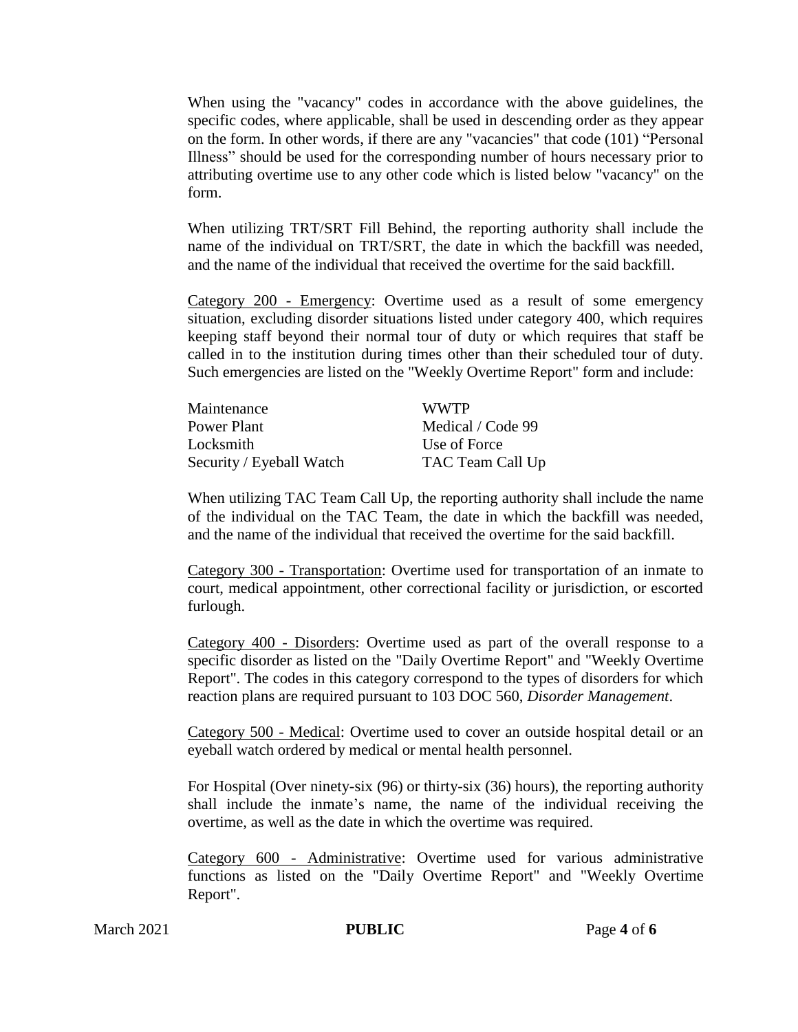When using the "vacancy" codes in accordance with the above guidelines, the specific codes, where applicable, shall be used in descending order as they appear on the form. In other words, if there are any "vacancies" that code (101) “Personal Illness” should be used for the corresponding number of hours necessary prior to attributing overtime use to any other code which is listed below "vacancy" on the form.

When utilizing TRT/SRT Fill Behind, the reporting authority shall include the name of the individual on TRT/SRT, the date in which the backfill was needed, and the name of the individual that received the overtime for the said backfill.

<u>Category 200 - Emergency</u>: Overtime used as a result of some emergency situation, excluding disorder situations listed under category 400, which requires keeping staff beyond their normal tour of duty or which requires that staff be called in to the institution during times other than their scheduled tour of duty. Such emergencies are listed on the "Weekly Overtime Report" form and include:

| | |
|---|---|
| Maintenance | WWTP |
| Power Plant | Medical / Code 99 |
| Locksmith | Use of Force |
| Security / Eyeball Watch | TAC Team Call Up |

When utilizing TAC Team Call Up, the reporting authority shall include the name of the individual on the TAC Team, the date in which the backfill was needed, and the name of the individual that received the overtime for the said backfill.

<u>Category 300 - Transportation</u>: Overtime used for transportation of an inmate to court, medical appointment, other correctional facility or jurisdiction, or escorted furlough.

<u>Category 400 - Disorders</u>: Overtime used as part of the overall response to a specific disorder as listed on the "Daily Overtime Report" and "Weekly Overtime Report". The codes in this category correspond to the types of disorders for which reaction plans are required pursuant to 103 DOC 560, *Disorder Management*.

<u>Category 500 - Medical</u>: Overtime used to cover an outside hospital detail or an eyeball watch ordered by medical or mental health personnel.

For Hospital (Over ninety-six (96) or thirty-six (36) hours), the reporting authority shall include the inmate’s name, the name of the individual receiving the overtime, as well as the date in which the overtime was required.

<u>Category 600 - Administrative</u>: Overtime used for various administrative functions as listed on the "Daily Overtime Report" and "Weekly Overtime Report".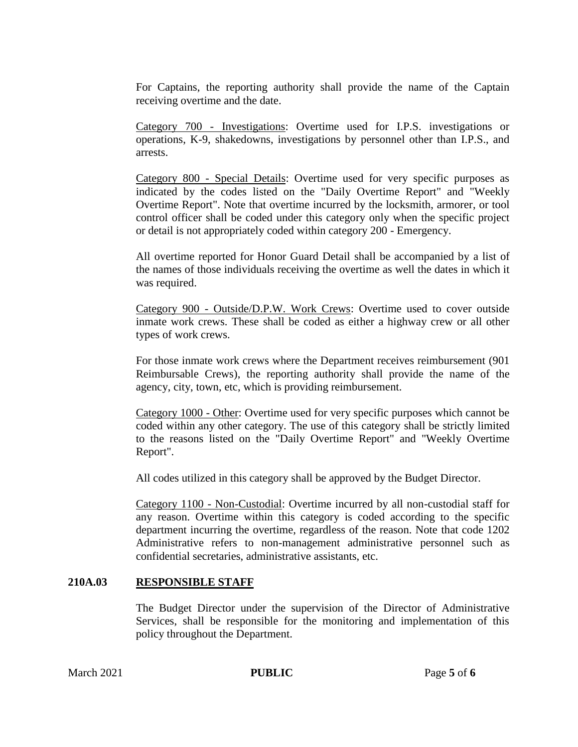For Captains, the reporting authority shall provide the name of the Captain receiving overtime and the date.

Category 700 - Investigations: Overtime used for I.P.S. investigations or operations, K-9, shakedowns, investigations by personnel other than I.P.S., and arrests.

Category 800 - Special Details: Overtime used for very specific purposes as indicated by the codes listed on the "Daily Overtime Report" and "Weekly Overtime Report". Note that overtime incurred by the locksmith, armorer, or tool control officer shall be coded under this category only when the specific project or detail is not appropriately coded within category 200 - Emergency.

All overtime reported for Honor Guard Detail shall be accompanied by a list of the names of those individuals receiving the overtime as well the dates in which it was required.

Category 900 - Outside/D.P.W. Work Crews: Overtime used to cover outside inmate work crews. These shall be coded as either a highway crew or all other types of work crews.

For those inmate work crews where the Department receives reimbursement (901 Reimbursable Crews), the reporting authority shall provide the name of the agency, city, town, etc, which is providing reimbursement.

Category 1000 - Other: Overtime used for very specific purposes which cannot be coded within any other category. The use of this category shall be strictly limited to the reasons listed on the "Daily Overtime Report" and "Weekly Overtime Report".

All codes utilized in this category shall be approved by the Budget Director.

Category 1100 - Non-Custodial: Overtime incurred by all non-custodial staff for any reason. Overtime within this category is coded according to the specific department incurring the overtime, regardless of the reason. Note that code 1202 Administrative refers to non-management administrative personnel such as confidential secretaries, administrative assistants, etc.

## 210A.03 RESPONSIBLE STAFF

The Budget Director under the supervision of the Director of Administrative Services, shall be responsible for the monitoring and implementation of this policy throughout the Department.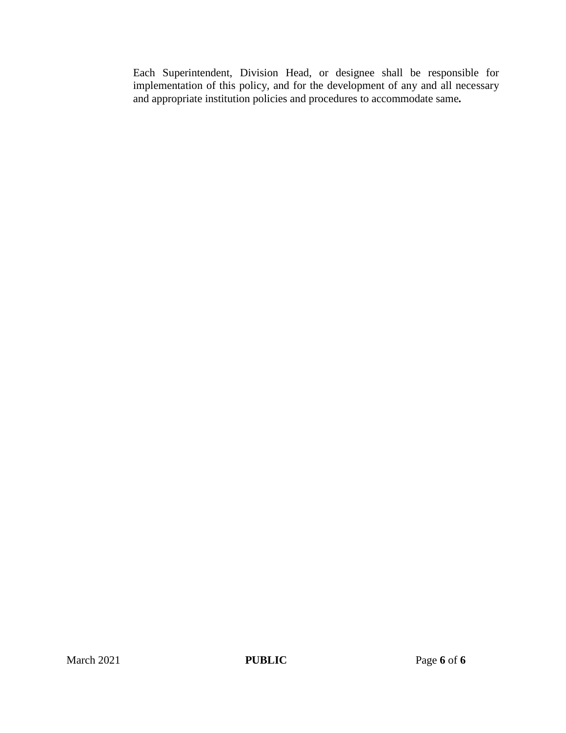Each Superintendent, Division Head, or designee shall be responsible for implementation of this policy, and for the development of any and all necessary and appropriate institution policies and procedures to accommodate same.